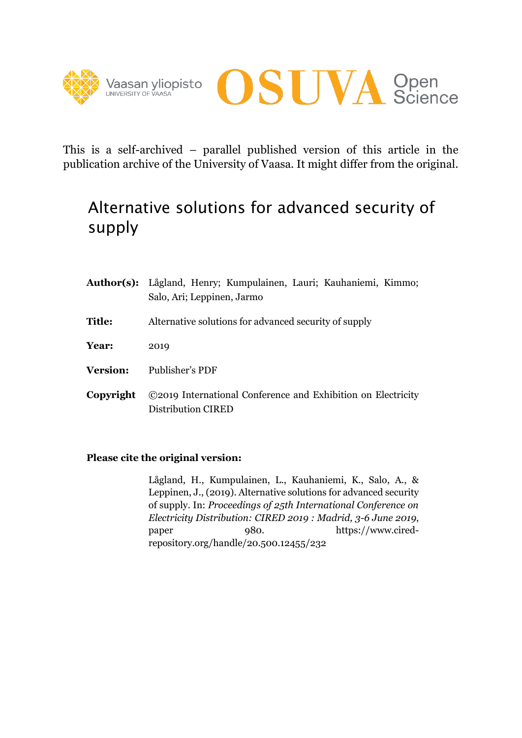This is a self-archived – parallel published version of this article in the publication archive of the University of Vaasa. It might differ from the original.

# Alternative solutions for advanced security of supply

**Author(s):** Lågland, Henry; Kumpulainen, Lauri; Kauhaniemi, Kimmo; Salo, Ari; Leppinen, Jarmo

**Title:** Alternative solutions for advanced security of supply

**Year:** 2019

**Version:** Publisher's PDF

**Copyright** ©2019 International Conference and Exhibition on Electricity Distribution CIRED

**Please cite the original version:**

Lågland, H., Kumpulainen, L., Kauhaniemi, K., Salo, A., & Leppinen, J., (2019). Alternative solutions for advanced security of supply. In: *Proceedings of 25th International Conference on Electricity Distribution: CIRED 2019 : Madrid, 3-6 June 2019*, paper 980. https://www.cired-repository.org/handle/20.500.12455/232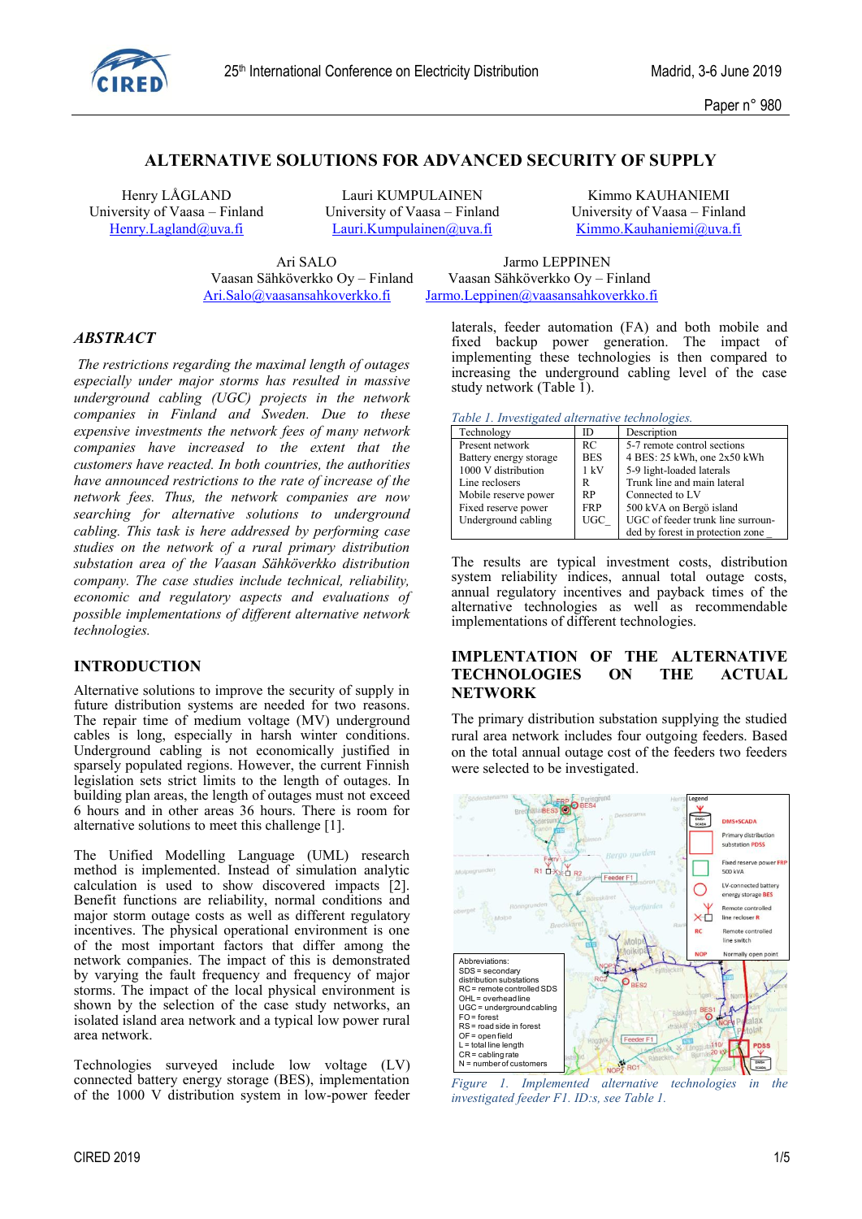# ALTERNATIVE SOLUTIONS FOR ADVANCED SECURITY OF SUPPLY

Henry LÅGLAND, University of Vaasa – Finland, Henry.Lagland@uva.fi
Lauri KUMPULAINEN, University of Vaasa – Finland, Lauri.Kumpulainen@uva.fi
Kimmo KAUHANIEMI, University of Vaasa – Finland, Kimmo.Kauhaniemi@uva.fi
Ari SALO, Vaasan Sähköverkko Oy – Finland, Ari.Salo@vaasansahkoverkko.fi
Jarmo LEPPINEN, Vaasan Sähköverkko Oy – Finland, Jarmo.Leppinen@vaasansahkoverkko.fi

## ABSTRACT

*The restrictions regarding the maximal length of outages especially under major storms has resulted in massive underground cabling (UGC) projects in the network companies in Finland and Sweden. Due to these expensive investments the network fees of many network companies have increased to the extent that the customers have reacted. In both countries, the authorities have announced restrictions to the rate of increase of the network fees. Thus, the network companies are now searching for alternative solutions to underground cabling. This task is here addressed by performing case studies on the network of a rural primary distribution substation area of the Vaasan Sähköverkko distribution company. The case studies include technical, reliability, economic and regulatory aspects and evaluations of possible implementations of different alternative network technologies.*

## INTRODUCTION

Alternative solutions to improve the security of supply in future distribution systems are needed for two reasons. The repair time of medium voltage (MV) underground cables is long, especially in harsh winter conditions. Underground cabling is not economically justified in sparsely populated regions. However, the current Finnish legislation sets strict limits to the length of outages. In building plan areas, the length of outages must not exceed 6 hours and in other areas 36 hours. There is room for alternative solutions to meet this challenge [1].

The Unified Modelling Language (UML) research method is implemented. Instead of simulation analytic calculation is used to show discovered impacts [2]. Benefit functions are reliability, normal conditions and major storm outage costs as well as different regulatory incentives. The physical operational environment is one of the most important factors that differ among the network companies. The impact of this is demonstrated by varying the fault frequency and frequency of major storms. The impact of the local physical environment is shown by the selection of the case study networks, an isolated island area network and a typical low power rural area network.

Technologies surveyed include low voltage (LV) connected battery energy storage (BES), implementation of the 1000 V distribution system in low-power feeder laterals, feeder automation (FA) and both mobile and fixed backup power generation. The impact of implementing these technologies is then compared to increasing the underground cabling level of the case study network (Table 1).

*Table 1. Investigated alternative technologies.*

| Technology | ID | Description |
|---|---|---|
| Present network | RC | 5-7 remote control sections |
| Battery energy storage | BES | 4 BES: 25 kWh, one 2x50 kWh |
| 1000 V distribution | 1 kV | 5-9 light-loaded laterals |
| Line reclosers | R | Trunk line and main lateral |
| Mobile reserve power | RP | Connected to LV |
| Fixed reserve power | FRP | 500 kVA on Bergö island |
| Underground cabling | UGC_ | UGC of feeder trunk line surrounded by forest in protection zone _ |

The results are typical investment costs, distribution system reliability indices, annual total outage costs, annual regulatory incentives and payback times of the alternative technologies as well as recommendable implementations of different technologies.

## IMPLENTATION OF THE ALTERNATIVE TECHNOLOGIES ON THE ACTUAL NETWORK

The primary distribution substation supplying the studied rural area network includes four outgoing feeders. Based on the total annual outage cost of the feeders two feeders were selected to be investigated.

*Figure 1. Implemented alternative technologies in the investigated feeder F1. ID:s, see Table 1.*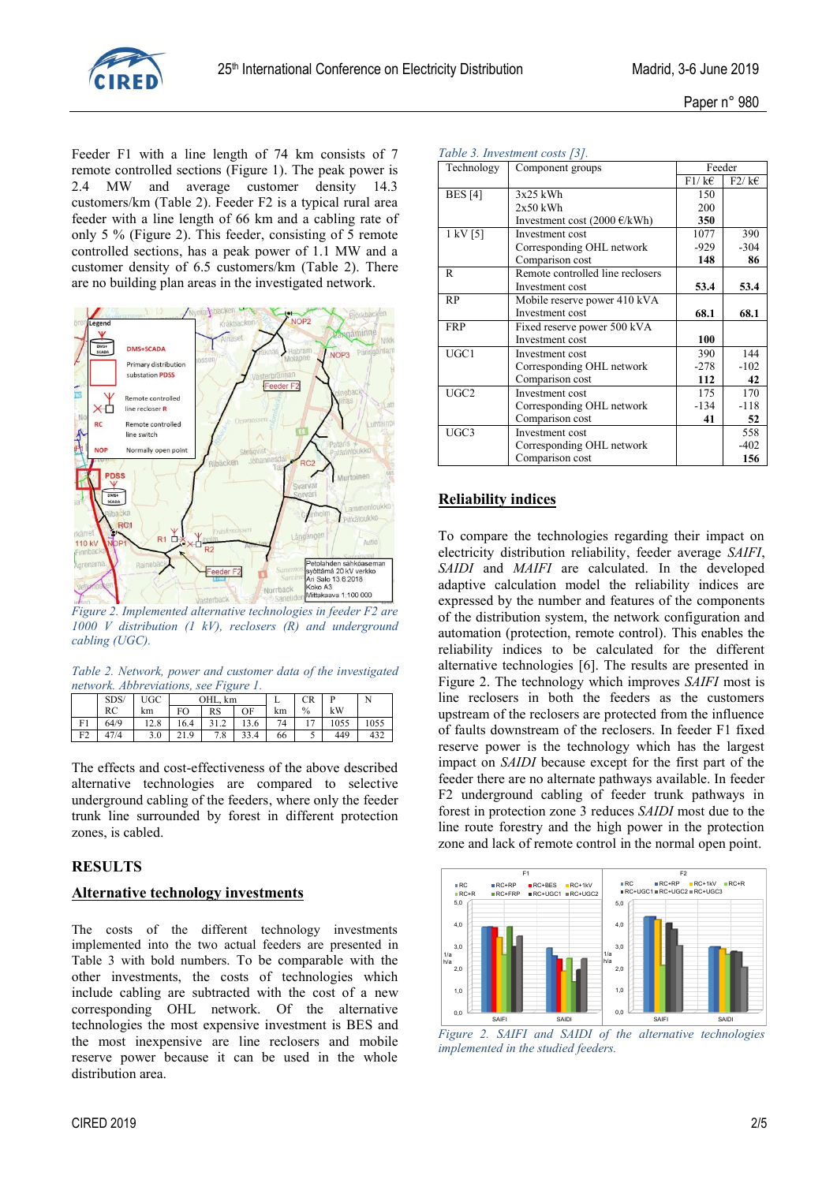Feeder F1 with a line length of 74 km consists of 7 remote controlled sections (Figure 1). The peak power is 2.4 MW and average customer density 14.3 customers/km (Table 2). Feeder F2 is a typical rural area feeder with a line length of 66 km and a cabling rate of only 5 % (Figure 2). This feeder, consisting of 5 remote controlled sections, has a peak power of 1.1 MW and a customer density of 6.5 customers/km (Table 2). There are no building plan areas in the investigated network.

*Figure 2. Implemented alternative technologies in feeder F2 are 1000 V distribution (1 kV), reclosers (R) and underground cabling (UGC).*

*Table 2. Network, power and customer data of the investigated network. Abbreviations, see Figure 1.*

| | SDS/ RC | UGC km | OHL, km | | | L km | CR % | P kW | N |
|---|---|---|---|---|---|---|---|---|---|
| | | | FO | RS | OF | | | | |
| F1 | 64/9 | 12.8 | 16.4 | 31.2 | 13.6 | 74 | 17 | 1055 | 1055 |
| F2 | 47/4 | 3.0 | 21.9 | 7.8 | 33.4 | 66 | 5 | 449 | 432 |

The effects and cost-effectiveness of the above described alternative technologies are compared to selective underground cabling of the feeders, where only the feeder trunk line surrounded by forest in different protection zones, is cabled.

## RESULTS

### Alternative technology investments

The costs of the different technology investments implemented into the two actual feeders are presented in Table 3 with bold numbers. To be comparable with the other investments, the costs of technologies which include cabling are subtracted with the cost of a new corresponding OHL network. Of the alternative technologies the most expensive investment is BES and the most inexpensive are line reclosers and mobile reserve power because it can be used in the whole distribution area.

*Table 3. Investment costs [3].*

| Technology | Component groups | Feeder | |
|---|---|---|---|
| | | F1/ k€ | F2/ k€ |
| BES [4] | 3x25 kWh<br>2x50 kWh<br>Investment cost (2000 €/kWh) | 150<br>200<br>**350** | |
| 1 kV [5] | Investment cost<br>Corresponding OHL network<br>Comparison cost | 1077<br>-929<br>**148** | 390<br>-304<br>**86** |
| R | Remote controlled line reclosers<br>Investment cost | <br>**53.4** | <br>**53.4** |
| RP | Mobile reserve power 410 kVA<br>Investment cost | <br>**68.1** | <br>**68.1** |
| FRP | Fixed reserve power 500 kVA<br>Investment cost | <br>**100** | |
| UGC1 | Investment cost<br>Corresponding OHL network<br>Comparison cost | 390<br>-278<br>**112** | 144<br>-102<br>**42** |
| UGC2 | Investment cost<br>Corresponding OHL network<br>Comparison cost | 175<br>-134<br>**41** | 170<br>-118<br>**52** |
| UGC3 | Investment cost<br>Corresponding OHL network<br>Comparison cost | | 558<br>-402<br>**156** |

### Reliability indices

To compare the technologies regarding their impact on electricity distribution reliability, feeder average *SAIFI*, *SAIDI* and *MAIFI* are calculated. In the developed adaptive calculation model the reliability indices are expressed by the number and features of the components of the distribution system, the network configuration and automation (protection, remote control). This enables the reliability indices to be calculated for the different alternative technologies [6]. The results are presented in Figure 2. The technology which improves *SAIFI* most is line reclosers in both the feeders as the customers upstream of the reclosers are protected from the influence of faults downstream of the reclosers. In feeder F1 fixed reserve power is the technology which has the largest impact on *SAIDI* because except for the first part of the feeder there are no alternate pathways available. In feeder F2 underground cabling of feeder trunk pathways in forest in protection zone 3 reduces *SAIDI* most due to the line route forestry and the high power in the protection zone and lack of remote control in the normal open point.

*Figure 2. SAIFI and SAIDI of the alternative technologies implemented in the studied feeders.*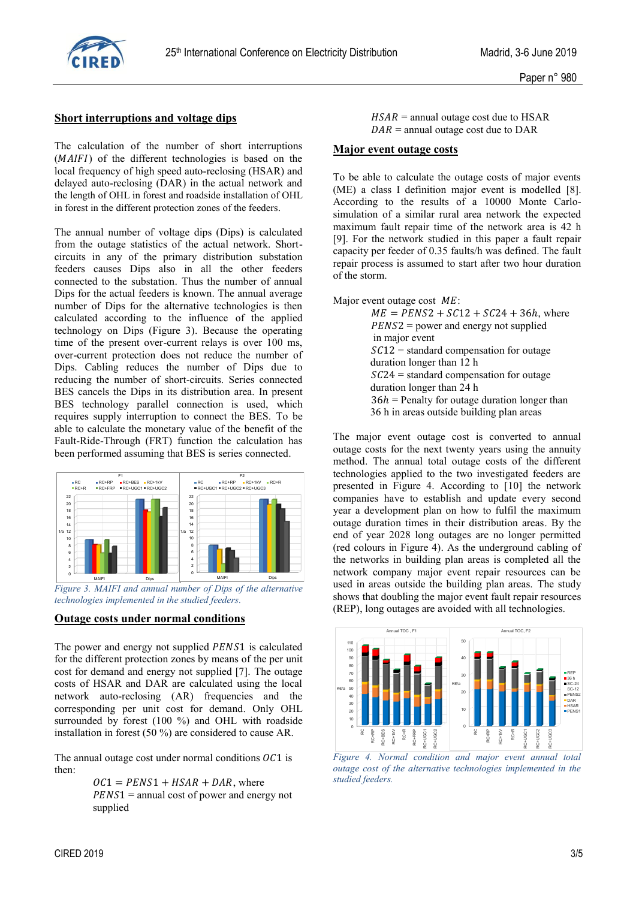## Short interruptions and voltage dips

The calculation of the number of short interruptions ($MAIFI$) of the different technologies is based on the local frequency of high speed auto-reclosing (HSAR) and delayed auto-reclosing (DAR) in the actual network and the length of OHL in forest and roadside installation of OHL in forest in the different protection zones of the feeders.

The annual number of voltage dips (Dips) is calculated from the outage statistics of the actual network. Short-circuits in any of the primary distribution substation feeders causes Dips also in all the other feeders connected to the substation. Thus the number of annual Dips for the actual feeders is known. The annual average number of Dips for the alternative technologies is then calculated according to the influence of the applied technology on Dips (Figure 3). Because the operating time of the present over-current relays is over 100 ms, over-current protection does not reduce the number of Dips. Cabling reduces the number of Dips due to reducing the number of short-circuits. Series connected BES cancels the Dips in its distribution area. In present BES technology parallel connection is used, which requires supply interruption to connect the BES. To be able to calculate the monetary value of the benefit of the Fault-Ride-Through (FRT) function the calculation has been performed assuming that BES is series connected.

*Figure 3. MAIFI and annual number of Dips of the alternative technologies implemented in the studied feeders.*

## Outage costs under normal conditions

The power and energy not supplied $PENS1$ is calculated for the different protection zones by means of the per unit cost for demand and energy not supplied [7]. The outage costs of HSAR and DAR are calculated using the local network auto-reclosing (AR) frequencies and the corresponding per unit cost for demand. Only OHL surrounded by forest (100 %) and OHL with roadside installation in forest (50 %) are considered to cause AR.

The annual outage cost under normal conditions $OC1$ is then:

$OC1 = PENS1 + HSAR + DAR$, where
$PENS1$ = annual cost of power and energy not supplied
$HSAR$ = annual outage cost due to HSAR
$DAR$ = annual outage cost due to DAR

## Major event outage costs

To be able to calculate the outage costs of major events (ME) a class I definition major event is modelled [8]. According to the results of a 10000 Monte Carlo-simulation of a similar rural area network the expected maximum fault repair time of the network area is 42 h [9]. For the network studied in this paper a fault repair capacity per feeder of 0.35 faults/h was defined. The fault repair process is assumed to start after two hour duration of the storm.

Major event outage cost $ME$:

$ME = PENS2 + SC12 + SC24 + 36h$, where
$PENS2$ = power and energy not supplied in major event
$SC12$ = standard compensation for outage duration longer than 12 h
$SC24$ = standard compensation for outage duration longer than 24 h
$36h$ = Penalty for outage duration longer than 36 h in areas outside building plan areas

The major event outage cost is converted to annual outage costs for the next twenty years using the annuity method. The annual total outage costs of the different technologies applied to the two investigated feeders are presented in Figure 4. According to [10] the network companies have to establish and update every second year a development plan on how to fulfil the maximum outage duration times in their distribution areas. By the end of year 2028 long outages are no longer permitted (red colours in Figure 4). As the underground cabling of the networks in building plan areas is completed all the network company major event repair resources can be used in areas outside the building plan areas. The study shows that doubling the major event fault repair resources (REP), long outages are avoided with all technologies.

*Figure 4. Normal condition and major event annual total outage cost of the alternative technologies implemented in the studied feeders.*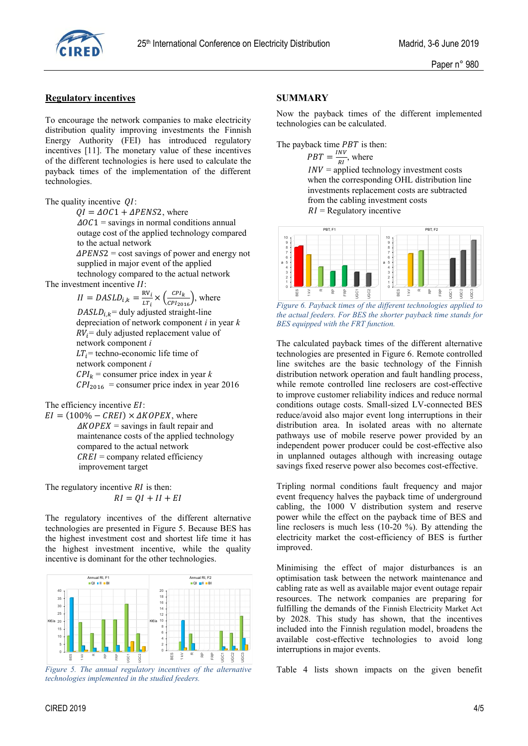## Regulatory incentives

To encourage the network companies to make electricity distribution quality improving investments the Finnish Energy Authority (FEI) has introduced regulatory incentives [11]. The monetary value of these incentives of the different technologies is here used to calculate the payback times of the implementation of the different technologies.

The quality incentive $QI$:

$$QI = \Delta OC1 + \Delta PENS2, \text{ where}$$

$\Delta OC1$ = savings in normal conditions annual outage cost of the applied technology compared to the actual network

$\Delta PENS2$ = cost savings of power and energy not supplied in major event of the applied technology compared to the actual network

The investment incentive $II$:

$$II = DASLD_{i,k} = \frac{RV_i}{LT_i} \times \left(\frac{CPI_k}{CPI_{2016}}\right), \text{ where}$$

$DASLD_{i,k}$= duly adjusted straight-line depreciation of network component $i$ in year $k$

$RV_i$= duly adjusted replacement value of network component $i$

$LT_i$= techno-economic life time of network component $i$

$CPI_k$ = consumer price index in year $k$

$CPI_{2016}$ = consumer price index in year 2016

The efficiency incentive $EI$:

$$EI = (100\% - CREI) \times \Delta KOPEX, \text{ where}$$

$\Delta KOPEX$ = savings in fault repair and maintenance costs of the applied technology compared to the actual network

$CREI$ = company related efficiency improvement target

The regulatory incentive $RI$ is then:

$$RI = QI + II + EI$$

The regulatory incentives of the different alternative technologies are presented in Figure 5. Because BES has the highest investment cost and shortest life time it has the highest investment incentive, while the quality incentive is dominant for the other technologies.

*Figure 5. The annual regulatory incentives of the alternative technologies implemented in the studied feeders.*

## SUMMARY

Now the payback times of the different implemented technologies can be calculated.

The payback time $PBT$ is then:

$$PBT = \frac{INV}{RI}, \text{ where}$$

$INV$ = applied technology investment costs when the corresponding OHL distribution line investments replacement costs are subtracted from the cabling investment costs

$RI$ = Regulatory incentive

*Figure 6. Payback times of the different technologies applied to the actual feeders. For BES the shorter payback time stands for BES equipped with the FRT function.*

The calculated payback times of the different alternative technologies are presented in Figure 6. Remote controlled line switches are the basic technology of the Finnish distribution network operation and fault handling process, while remote controlled line reclosers are cost-effective to improve customer reliability indices and reduce normal conditions outage costs. Small-sized LV-connected BES reduce/avoid also major event long interruptions in their distribution area. In isolated areas with no alternate pathways use of mobile reserve power provided by an independent power producer could be cost-effective also in unplanned outages although with increasing outage savings fixed reserve power also becomes cost-effective.

Tripling normal conditions fault frequency and major event frequency halves the payback time of underground cabling, the 1000 V distribution system and reserve power while the effect on the payback time of BES and line reclosers is much less (10-20 %). By attending the electricity market the cost-efficiency of BES is further improved.

Minimising the effect of major disturbances is an optimisation task between the network maintenance and cabling rate as well as available major event outage repair resources. The network companies are preparing for fulfilling the demands of the Finnish Electricity Market Act by 2028. This study has shown, that the incentives included into the Finnish regulation model, broadens the available cost-effective technologies to avoid long interruptions in major events.

Table 4 lists shown impacts on the given benefit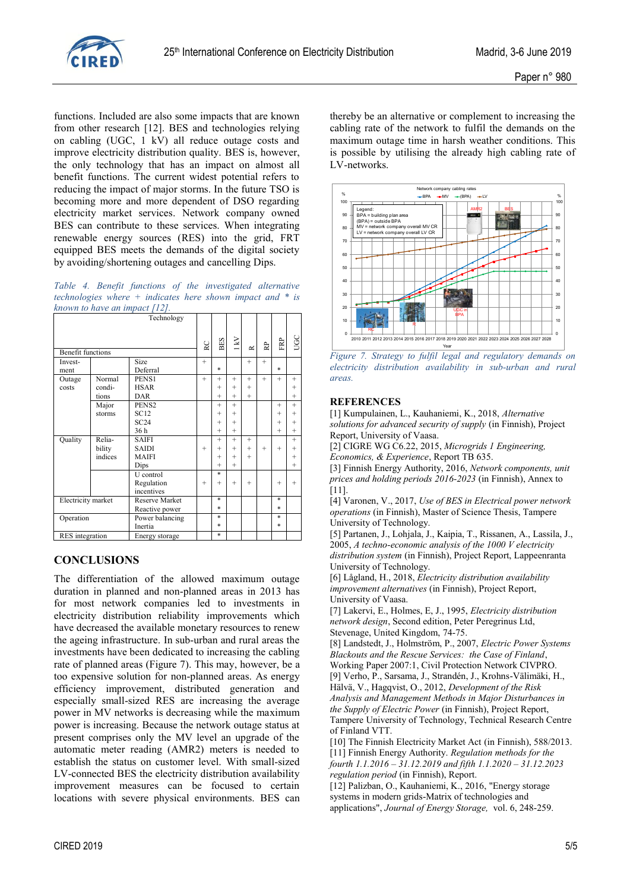functions. Included are also some impacts that are known from other research [12]. BES and technologies relying on cabling (UGC, 1 kV) all reduce outage costs and improve electricity distribution quality. BES is, however, the only technology that has an impact on almost all benefit functions. The current widest potential refers to reducing the impact of major storms. In the future TSO is becoming more and more dependent of DSO regarding electricity market services. Network company owned BES can contribute to these services. When integrating renewable energy sources (RES) into the grid, FRT equipped BES meets the demands of the digital society by avoiding/shortening outages and cancelling Dips.

*Table 4. Benefit functions of the investigated alternative technologies where + indicates here shown impact and * is known to have an impact [12].*

| Benefit functions | | | RC | BES | 1 kV | R | RP | FRP | UGC |
|---|---|---|---|---|---|---|---|---|---|
| Invest-ment | | Size Deferral | + | * | | + | + | * | |
| Outage costs | Normal condi-tions | PENS1 | + | + | + | + | + | + | + |
| | | HSAR | | + | + | + | | | + |
| | | DAR | | + | + | + | | | + |
| | Major storms | PENS2 | | + | + | | | + | + |
| | | SC12 | | + | + | | | + | + |
| | | SC24 | | + | + | | | + | + |
| | | 36 h | | + | + | | | | + |
| Quality | Relia-bility indices | SAIFI | | + | + | + | | | + |
| | | SAIDI | + | + | + | + | + | + | + |
| | | MAIFI | | + | + | + | | | + |
| | | Dips | | + | + | | | | + |
| | | U control | | * | | | | | |
| | | Regulation incentives | + | + | + | + | | + | + |
| Electricity market | | Reserve Market | | * | | | | * | |
| | | Reactive power | | * | | | | * | |
| Operation | | Power balancing | | * | | | | * | |
| | | Inertia | | * | | | | * | |
| RES integration | | Energy storage | | * | | | | | |

## CONCLUSIONS

The differentiation of the allowed maximum outage duration in planned and non-planned areas in 2013 has for most network companies led to investments in electricity distribution reliability improvements which have decreased the available monetary resources to renew the ageing infrastructure. In sub-urban and rural areas the investments have been dedicated to increasing the cabling rate of planned areas (Figure 7). This may, however, be a too expensive solution for non-planned areas. As energy efficiency improvement, distributed generation and especially small-sized RES are increasing the average power in MV networks is decreasing while the maximum power is increasing. Because the network outage status at present comprises only the MV level an upgrade of the automatic meter reading (AMR2) meters is needed to establish the status on customer level. With small-sized LV-connected BES the electricity distribution availability improvement measures can be focused to certain locations with severe physical environments. BES can thereby be an alternative or complement to increasing the cabling rate of the network to fulfil the demands on the maximum outage time in harsh weather conditions. This is possible by utilising the already high cabling rate of LV-networks.

Network company cabling rates
BPA MV (BPA) LV
Legend:
BPA = building plan area
(BPA) = outside BPA
MV = network company overall MV CR
LV = network company overall LV CR
AMR2
BES
UGC in BPA
RC
R
%
Year

*Figure 7. Strategy to fulfil legal and regulatory demands on electricity distribution availability in sub-urban and rural areas.*

## REFERENCES

[1] Kumpulainen, L., Kauhaniemi, K., 2018, *Alternative solutions for advanced security of supply* (in Finnish), Project Report, University of Vaasa.

[2] CIGRE WG C6.22, 2015, *Microgrids 1 Engineering, Economics, & Experience*, Report TB 635.

[3] Finnish Energy Authority, 2016, *Network components, unit prices and holding periods 2016-2023* (in Finnish), Annex to [11].

[4] Varonen, V., 2017, *Use of BES in Electrical power network operations* (in Finnish), Master of Science Thesis, Tampere University of Technology.

[5] Partanen, J., Lohjala, J., Kaipia, T., Rissanen, A., Lassila, J., 2005, *A techno-economic analysis of the 1000 V electricity distribution system* (in Finnish), Project Report, Lappeenranta University of Technology.

[6] Lågland, H., 2018, *Electricity distribution availability improvement alternatives* (in Finnish), Project Report, University of Vaasa.

[7] Lakervi, E., Holmes, E, J., 1995, *Electricity distribution network design*, Second edition, Peter Peregrinus Ltd, Stevenage, United Kingdom, 74-75.

[8] Landstedt, J., Holmström, P., 2007, *Electric Power Systems Blackouts and the Rescue Services: the Case of Finland*, Working Paper 2007:1, Civil Protection Network CIVPRO.

[9] Verho, P., Sarsama, J., Strandén, J., Krohns-Välimäki, H., Hälvä, V., Hagqvist, O., 2012, *Development of the Risk Analysis and Management Methods in Major Disturbances in the Supply of Electric Power* (in Finnish), Project Report, Tampere University of Technology, Technical Research Centre of Finland VTT.

[10] The Finnish Electricity Market Act (in Finnish), 588/2013.

[11] Finnish Energy Authority. *Regulation methods for the fourth 1.1.2016 – 31.12.2019 and fifth 1.1.2020 – 31.12.2023 regulation period* (in Finnish), Report.

[12] Palizban, O., Kauhaniemi, K., 2016, "Energy storage systems in modern grids-Matrix of technologies and applications", *Journal of Energy Storage*, vol. 6, 248-259.